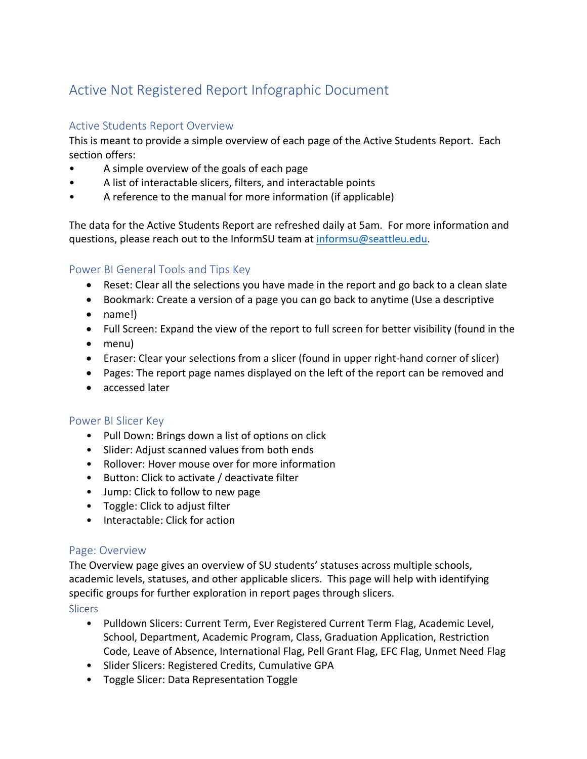# Active Not Registered Report Infographic Document

## Active Students Report Overview

This is meant to provide a simple overview of each page of the Active Students Report. Each section offers:

- A simple overview of the goals of each page
- A list of interactable slicers, filters, and interactable points
- A reference to the manual for more information (if applicable)

The data for the Active Students Report are refreshed daily at 5am. For more information and questions, please reach out to the InformSU team at informsu@seattleu.edu.

## Power BI General Tools and Tips Key

- Reset: Clear all the selections you have made in the report and go back to a clean slate
- Bookmark: Create a version of a page you can go back to anytime (Use a descriptive
- name!)
- Full Screen: Expand the view of the report to full screen for better visibility (found in the
- menu)
- Eraser: Clear your selections from a slicer (found in upper right-hand corner of slicer)
- Pages: The report page names displayed on the left of the report can be removed and
- accessed later

## Power BI Slicer Key

- Pull Down: Brings down a list of options on click
- Slider: Adjust scanned values from both ends
- Rollover: Hover mouse over for more information
- Button: Click to activate / deactivate filter
- Jump: Click to follow to new page
- Toggle: Click to adjust filter
- Interactable: Click for action

## Page: Overview

The Overview page gives an overview of SU students' statuses across multiple schools, academic levels, statuses, and other applicable slicers. This page will help with identifying specific groups for further exploration in report pages through slicers.

### Slicers

- Pulldown Slicers: Current Term, Ever Registered Current Term Flag, Academic Level, School, Department, Academic Program, Class, Graduation Application, Restriction Code, Leave of Absence, International Flag, Pell Grant Flag, EFC Flag, Unmet Need Flag
- Slider Slicers: Registered Credits, Cumulative GPA
- Toggle Slicer: Data Representation Toggle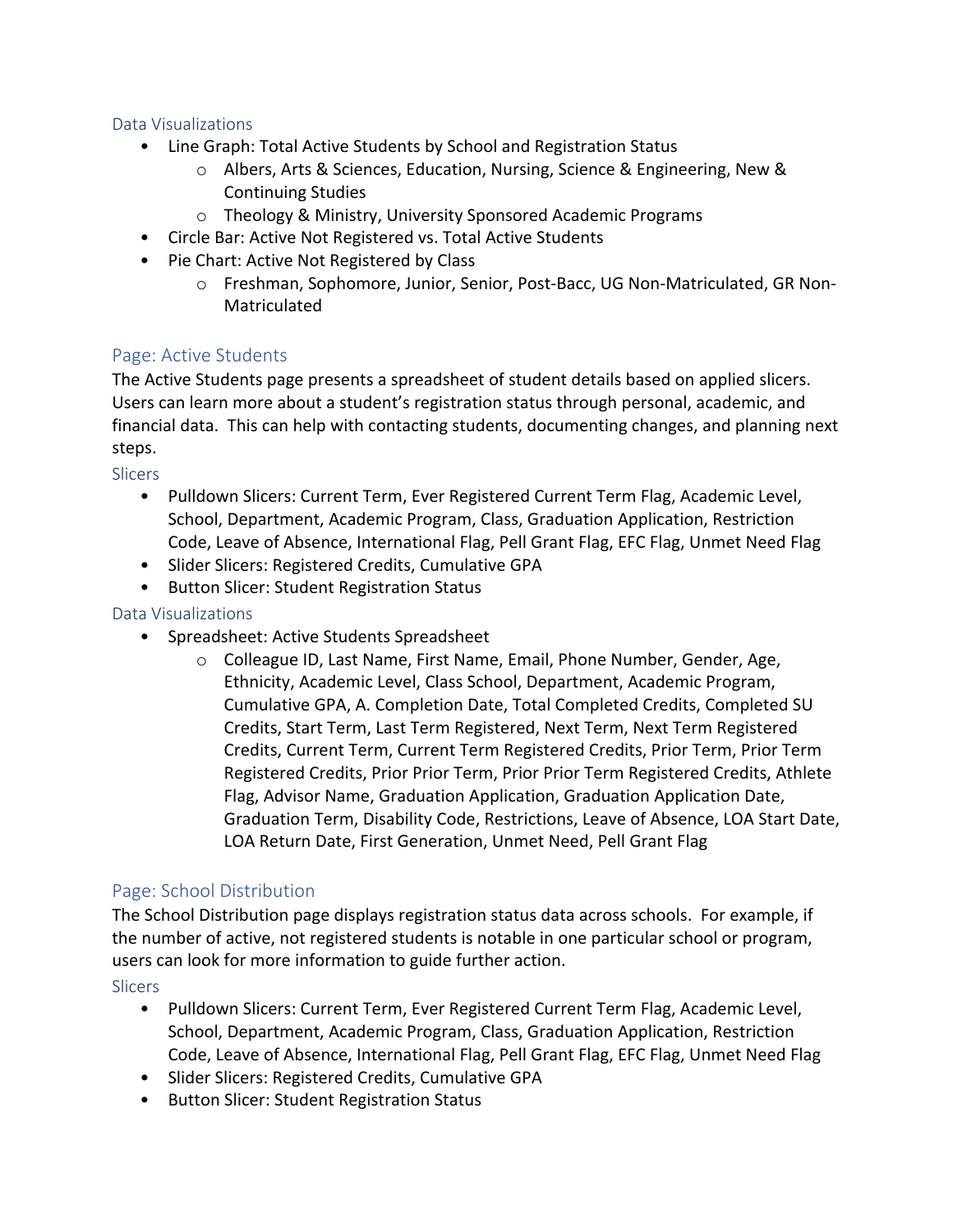### Data Visualizations

- Line Graph: Total Active Students by School and Registration Status
  - Albers, Arts & Sciences, Education, Nursing, Science & Engineering, New & Continuing Studies
  - Theology & Ministry, University Sponsored Academic Programs
- Circle Bar: Active Not Registered vs. Total Active Students
- Pie Chart: Active Not Registered by Class
  - Freshman, Sophomore, Junior, Senior, Post-Bacc, UG Non-Matriculated, GR Non-Matriculated

## Page: Active Students

The Active Students page presents a spreadsheet of student details based on applied slicers. Users can learn more about a student's registration status through personal, academic, and financial data. This can help with contacting students, documenting changes, and planning next steps.

### Slicers

- Pulldown Slicers: Current Term, Ever Registered Current Term Flag, Academic Level, School, Department, Academic Program, Class, Graduation Application, Restriction Code, Leave of Absence, International Flag, Pell Grant Flag, EFC Flag, Unmet Need Flag
- Slider Slicers: Registered Credits, Cumulative GPA
- Button Slicer: Student Registration Status

### Data Visualizations

- Spreadsheet: Active Students Spreadsheet
  - Colleague ID, Last Name, First Name, Email, Phone Number, Gender, Age, Ethnicity, Academic Level, Class School, Department, Academic Program, Cumulative GPA, A. Completion Date, Total Completed Credits, Completed SU Credits, Start Term, Last Term Registered, Next Term, Next Term Registered Credits, Current Term, Current Term Registered Credits, Prior Term, Prior Term Registered Credits, Prior Prior Term, Prior Prior Term Registered Credits, Athlete Flag, Advisor Name, Graduation Application, Graduation Application Date, Graduation Term, Disability Code, Restrictions, Leave of Absence, LOA Start Date, LOA Return Date, First Generation, Unmet Need, Pell Grant Flag

## Page: School Distribution

The School Distribution page displays registration status data across schools. For example, if the number of active, not registered students is notable in one particular school or program, users can look for more information to guide further action.

### Slicers

- Pulldown Slicers: Current Term, Ever Registered Current Term Flag, Academic Level, School, Department, Academic Program, Class, Graduation Application, Restriction Code, Leave of Absence, International Flag, Pell Grant Flag, EFC Flag, Unmet Need Flag
- Slider Slicers: Registered Credits, Cumulative GPA
- Button Slicer: Student Registration Status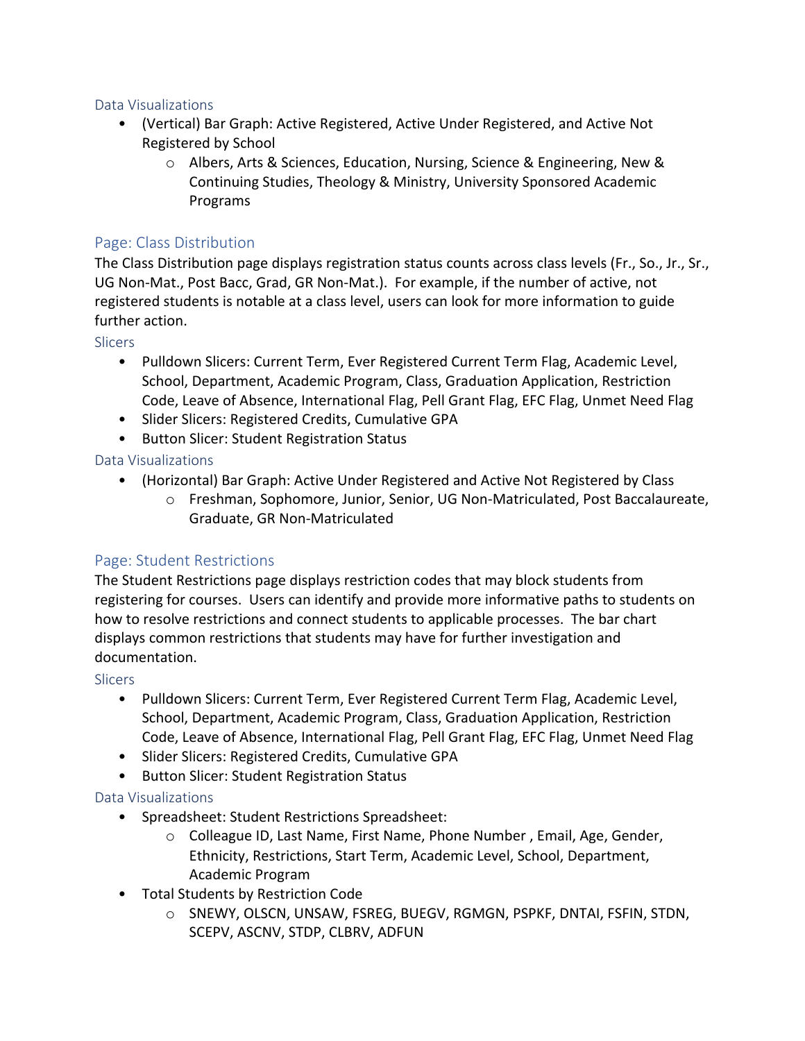### Data Visualizations

- (Vertical) Bar Graph: Active Registered, Active Under Registered, and Active Not Registered by School
  - Albers, Arts & Sciences, Education, Nursing, Science & Engineering, New & Continuing Studies, Theology & Ministry, University Sponsored Academic Programs

## Page: Class Distribution

The Class Distribution page displays registration status counts across class levels (Fr., So., Jr., Sr., UG Non-Mat., Post Bacc, Grad, GR Non-Mat.). For example, if the number of active, not registered students is notable at a class level, users can look for more information to guide further action.

### Slicers

- Pulldown Slicers: Current Term, Ever Registered Current Term Flag, Academic Level, School, Department, Academic Program, Class, Graduation Application, Restriction Code, Leave of Absence, International Flag, Pell Grant Flag, EFC Flag, Unmet Need Flag
- Slider Slicers: Registered Credits, Cumulative GPA
- Button Slicer: Student Registration Status

### Data Visualizations

- (Horizontal) Bar Graph: Active Under Registered and Active Not Registered by Class
  - Freshman, Sophomore, Junior, Senior, UG Non-Matriculated, Post Baccalaureate, Graduate, GR Non-Matriculated

## Page: Student Restrictions

The Student Restrictions page displays restriction codes that may block students from registering for courses. Users can identify and provide more informative paths to students on how to resolve restrictions and connect students to applicable processes. The bar chart displays common restrictions that students may have for further investigation and documentation.

### Slicers

- Pulldown Slicers: Current Term, Ever Registered Current Term Flag, Academic Level, School, Department, Academic Program, Class, Graduation Application, Restriction Code, Leave of Absence, International Flag, Pell Grant Flag, EFC Flag, Unmet Need Flag
- Slider Slicers: Registered Credits, Cumulative GPA
- Button Slicer: Student Registration Status

### Data Visualizations

- Spreadsheet: Student Restrictions Spreadsheet:
  - Colleague ID, Last Name, First Name, Phone Number , Email, Age, Gender, Ethnicity, Restrictions, Start Term, Academic Level, School, Department, Academic Program
- Total Students by Restriction Code
  - SNEWY, OLSCN, UNSAW, FSREG, BUEGV, RGMGN, PSPKF, DNTAI, FSFIN, STDN, SCEPV, ASCNV, STDP, CLBRV, ADFUN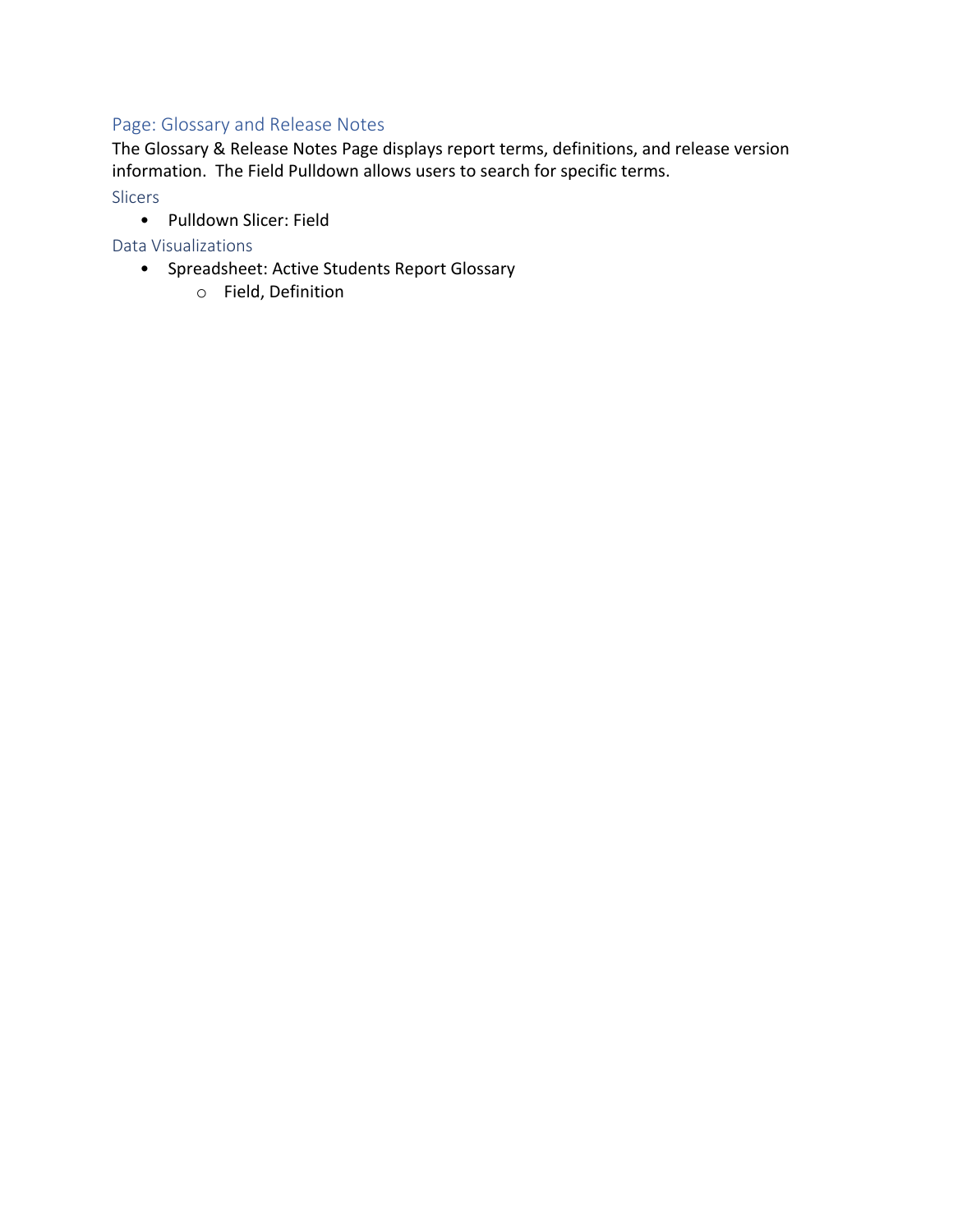## Page: Glossary and Release Notes

The Glossary & Release Notes Page displays report terms, definitions, and release version information. The Field Pulldown allows users to search for specific terms.

### Slicers

- Pulldown Slicer: Field

### Data Visualizations

- Spreadsheet: Active Students Report Glossary
  - Field, Definition